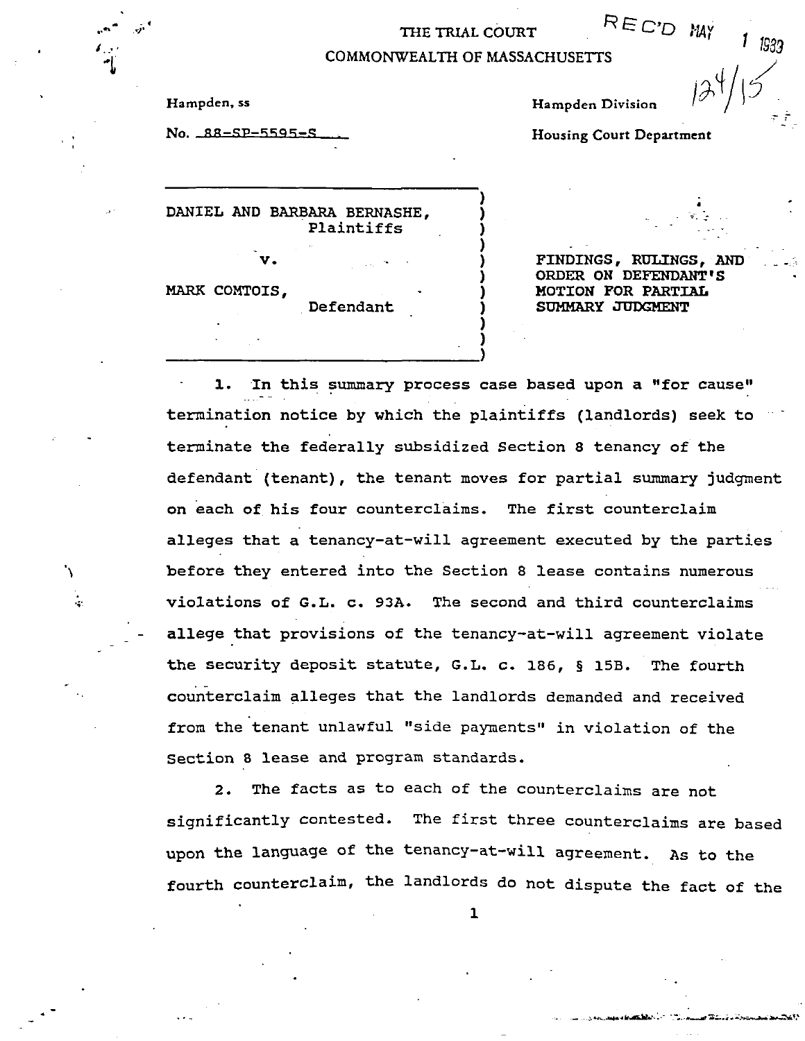THE TRIAL COURT
COMMONWEALTH OF MASSACHUSETTS

REC'D MAY 1 1989

124/15

Hampden, ss

No. 88-SP-5595-S

Hampden Division

Housing Court Department

DANIEL AND BARBARA BERNASHE,
Plaintiffs

v.

MARK COMTOIS,
Defendant

**FINDINGS, RULINGS, AND ORDER ON DEFENDANT'S MOTION FOR PARTIAL SUMMARY JUDGMENT**

1. In this summary process case based upon a "for cause" termination notice by which the plaintiffs (landlords) seek to terminate the federally subsidized Section 8 tenancy of the defendant (tenant), the tenant moves for partial summary judgment on each of his four counterclaims. The first counterclaim alleges that a tenancy-at-will agreement executed by the parties before they entered into the Section 8 lease contains numerous violations of G.L. c. 93A. The second and third counterclaims allege that provisions of the tenancy-at-will agreement violate the security deposit statute, G.L. c. 186, § 15B. The fourth counterclaim alleges that the landlords demanded and received from the tenant unlawful "side payments" in violation of the Section 8 lease and program standards.

2. The facts as to each of the counterclaims are not significantly contested. The first three counterclaims are based upon the language of the tenancy-at-will agreement. As to the fourth counterclaim, the landlords do not dispute the fact of the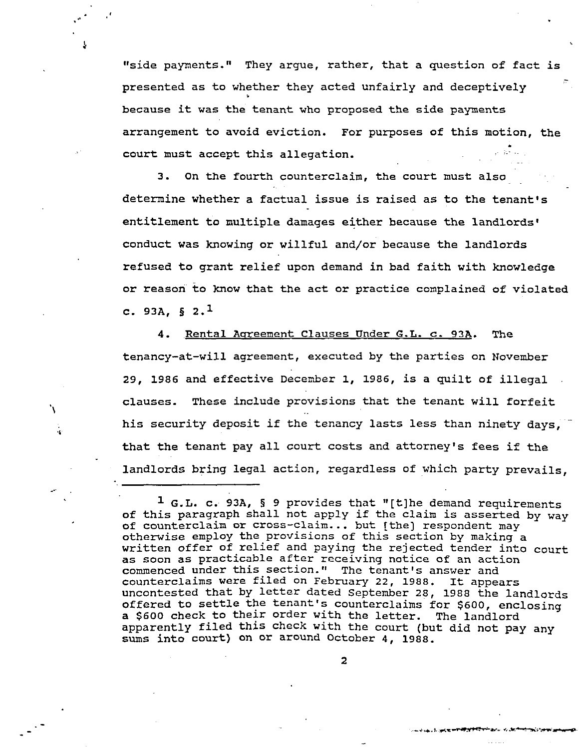"side payments." They argue, rather, that a question of fact is presented as to whether they acted unfairly and deceptively because it was the tenant who proposed the side payments arrangement to avoid eviction. For purposes of this motion, the court must accept this allegation.

3. On the fourth counterclaim, the court must also determine whether a factual issue is raised as to the tenant's entitlement to multiple damages either because the landlords' conduct was knowing or willful and/or because the landlords refused to grant relief upon demand in bad faith with knowledge or reason to know that the act or practice complained of violated c. 93A, § 2.[1]

4. Rental Agreement Clauses Under G.L. c. 93A. The tenancy-at-will agreement, executed by the parties on November 29, 1986 and effective December 1, 1986, is a quilt of illegal clauses. These include provisions that the tenant will forfeit his security deposit if the tenancy lasts less than ninety days, that the tenant pay all court costs and attorney's fees if the landlords bring legal action, regardless of which party prevails,

---

[1] G.L. c. 93A, § 9 provides that "[t]he demand requirements of this paragraph shall not apply if the claim is asserted by way of counterclaim or cross-claim... but [the] respondent may otherwise employ the provisions of this section by making a written offer of relief and paying the rejected tender into court as soon as practicable after receiving notice of an action commenced under this section." The tenant's answer and counterclaims were filed on February 22, 1988. It appears uncontested that by letter dated September 28, 1988 the landlords offered to settle the tenant's counterclaims for $600, enclosing a $600 check to their order with the letter. The landlord apparently filed this check with the court (but did not pay any sums into court) on or around October 4, 1988.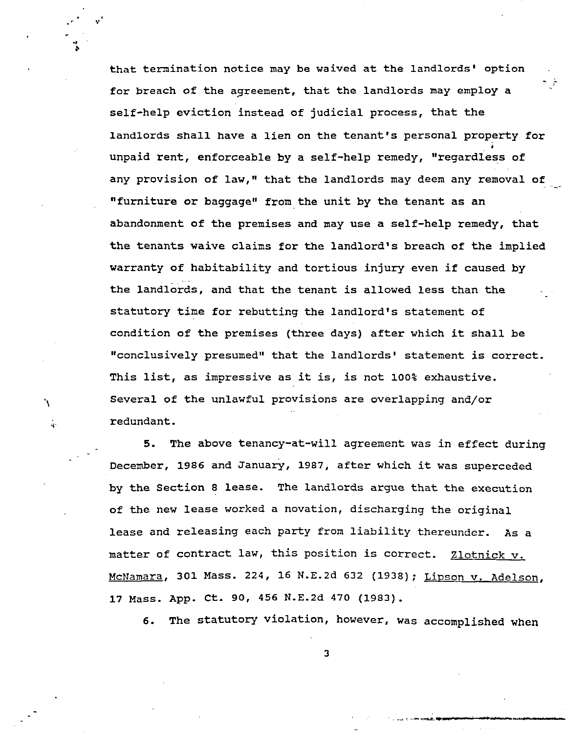that termination notice may be waived at the landlords' option for breach of the agreement, that the landlords may employ a self-help eviction instead of judicial process, that the landlords shall have a lien on the tenant's personal property for unpaid rent, enforceable by a self-help remedy, "regardless of any provision of law," that the landlords may deem any removal of "furniture or baggage" from the unit by the tenant as an abandonment of the premises and may use a self-help remedy, that the tenants waive claims for the landlord's breach of the implied warranty of habitability and tortious injury even if caused by the landlords, and that the tenant is allowed less than the statutory time for rebutting the landlord's statement of condition of the premises (three days) after which it shall be "conclusively presumed" that the landlords' statement is correct. This list, as impressive as it is, is not 100% exhaustive. Several of the unlawful provisions are overlapping and/or redundant.

5. The above tenancy-at-will agreement was in effect during December, 1986 and January, 1987, after which it was superceded by the Section 8 lease. The landlords argue that the execution of the new lease worked a novation, discharging the original lease and releasing each party from liability thereunder. As a matter of contract law, this position is correct. Zlotnick v. McNamara, 301 Mass. 224, 16 N.E.2d 632 (1938); Lipson v. Adelson, 17 Mass. App. Ct. 90, 456 N.E.2d 470 (1983).

6. The statutory violation, however, was accomplished when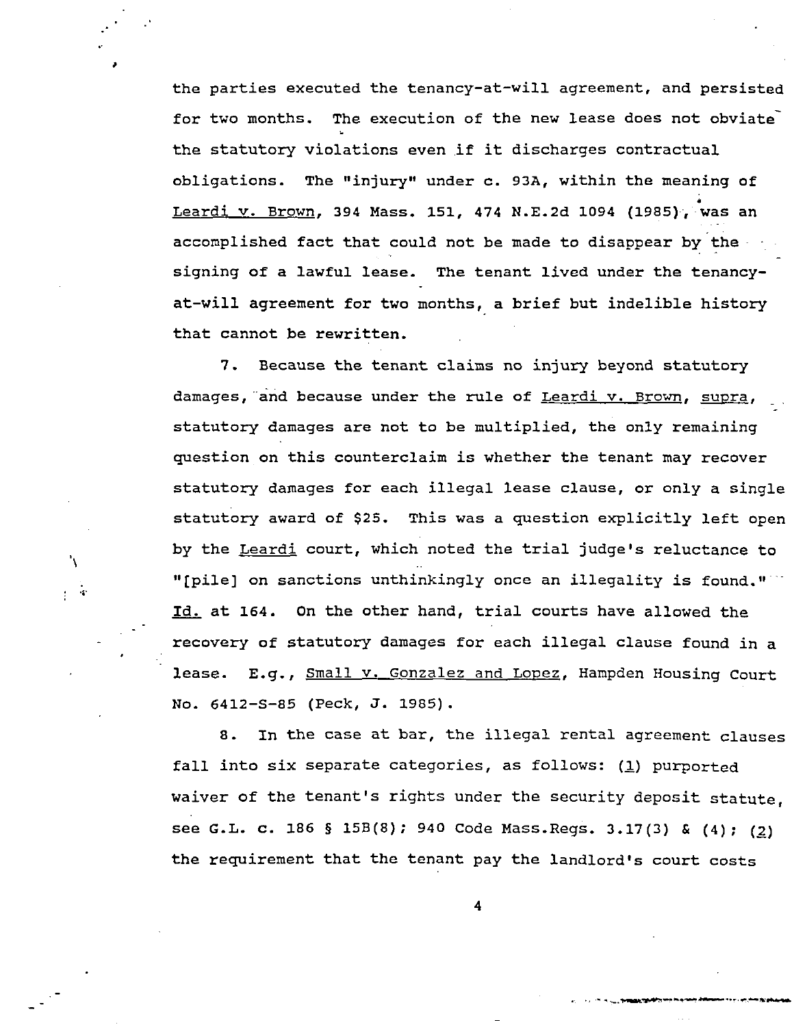the parties executed the tenancy-at-will agreement, and persisted for two months. The execution of the new lease does not obviate the statutory violations even if it discharges contractual obligations. The "injury" under c. 93A, within the meaning of Leardi v. Brown, 394 Mass. 151, 474 N.E.2d 1094 (1985), was an accomplished fact that could not be made to disappear by the signing of a lawful lease. The tenant lived under the tenancy-at-will agreement for two months, a brief but indelible history that cannot be rewritten.

7. Because the tenant claims no injury beyond statutory damages, and because under the rule of Leardi v. Brown, supra, statutory damages are not to be multiplied, the only remaining question on this counterclaim is whether the tenant may recover statutory damages for each illegal lease clause, or only a single statutory award of $25. This was a question explicitly left open by the Leardi court, which noted the trial judge's reluctance to "[pile] on sanctions unthinkingly once an illegality is found." Id. at 164. On the other hand, trial courts have allowed the recovery of statutory damages for each illegal clause found in a lease. E.g., Small v. Gonzalez and Lopez, Hampden Housing Court No. 6412-S-85 (Peck, J. 1985).

8. In the case at bar, the illegal rental agreement clauses fall into six separate categories, as follows: (1) purported waiver of the tenant's rights under the security deposit statute, see G.L. c. 186 § 15B(8); 940 Code Mass.Regs. 3.17(3) & (4); (2) the requirement that the tenant pay the landlord's court costs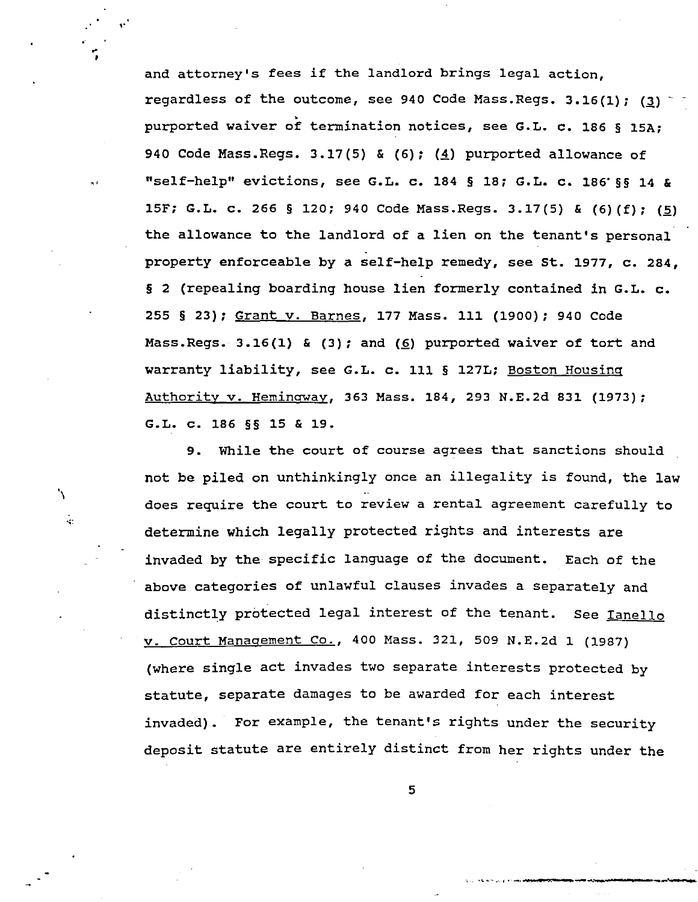and attorney's fees if the landlord brings legal action, regardless of the outcome, see 940 Code Mass.Regs. 3.16(1); (3) purported waiver of termination notices, see G.L. c. 186 § 15A; 940 Code Mass.Regs. 3.17(5) & (6); (4) purported allowance of "self-help" evictions, see G.L. c. 184 § 18; G.L. c. 186 §§ 14 & 15F; G.L. c. 266 § 120; 940 Code Mass.Regs. 3.17(5) & (6)(f); (5) the allowance to the landlord of a lien on the tenant's personal property enforceable by a self-help remedy, see St. 1977, c. 284, § 2 (repealing boarding house lien formerly contained in G.L. c. 255 § 23); Grant v. Barnes, 177 Mass. 111 (1900); 940 Code Mass.Regs. 3.16(1) & (3); and (6) purported waiver of tort and warranty liability, see G.L. c. 111 § 127L; Boston Housing Authority v. Hemingway, 363 Mass. 184, 293 N.E.2d 831 (1973); G.L. c. 186 §§ 15 & 19.

9. While the court of course agrees that sanctions should not be piled on unthinkingly once an illegality is found, the law does require the court to review a rental agreement carefully to determine which legally protected rights and interests are invaded by the specific language of the document. Each of the above categories of unlawful clauses invades a separately and distinctly protected legal interest of the tenant. See Ianello v. Court Management Co., 400 Mass. 321, 509 N.E.2d 1 (1987) (where single act invades two separate interests protected by statute, separate damages to be awarded for each interest invaded). For example, the tenant's rights under the security deposit statute are entirely distinct from her rights under the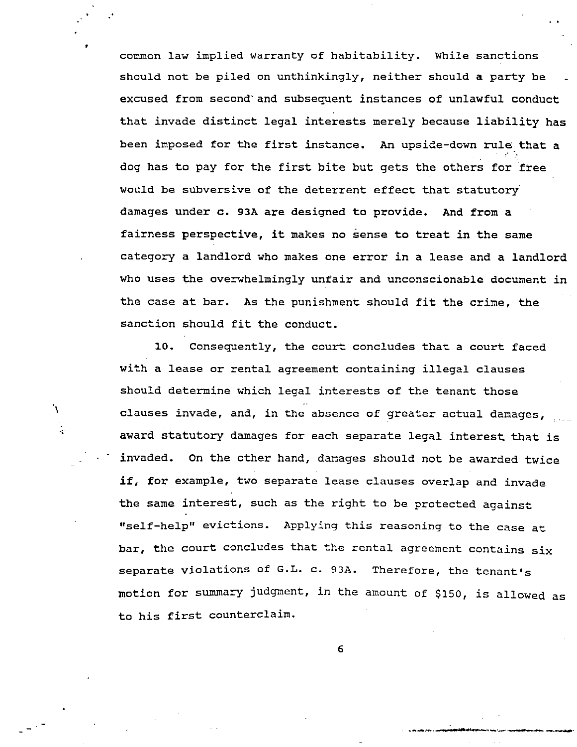common law implied warranty of habitability. While sanctions should not be piled on unthinkingly, neither should a party be excused from second and subsequent instances of unlawful conduct that invade distinct legal interests merely because liability has been imposed for the first instance. An upside-down rule that a dog has to pay for the first bite but gets the others for free would be subversive of the deterrent effect that statutory damages under c. 93A are designed to provide. And from a fairness perspective, it makes no sense to treat in the same category a landlord who makes one error in a lease and a landlord who uses the overwhelmingly unfair and unconscionable document in the case at bar. As the punishment should fit the crime, the sanction should fit the conduct.

10. Consequently, the court concludes that a court faced with a lease or rental agreement containing illegal clauses should determine which legal interests of the tenant those clauses invade, and, in the absence of greater actual damages, award statutory damages for each separate legal interest that is invaded. On the other hand, damages should not be awarded twice if, for example, two separate lease clauses overlap and invade the same interest, such as the right to be protected against "self-help" evictions. Applying this reasoning to the case at bar, the court concludes that the rental agreement contains six separate violations of G.L. c. 93A. Therefore, the tenant's motion for summary judgment, in the amount of $150, is allowed as to his first counterclaim.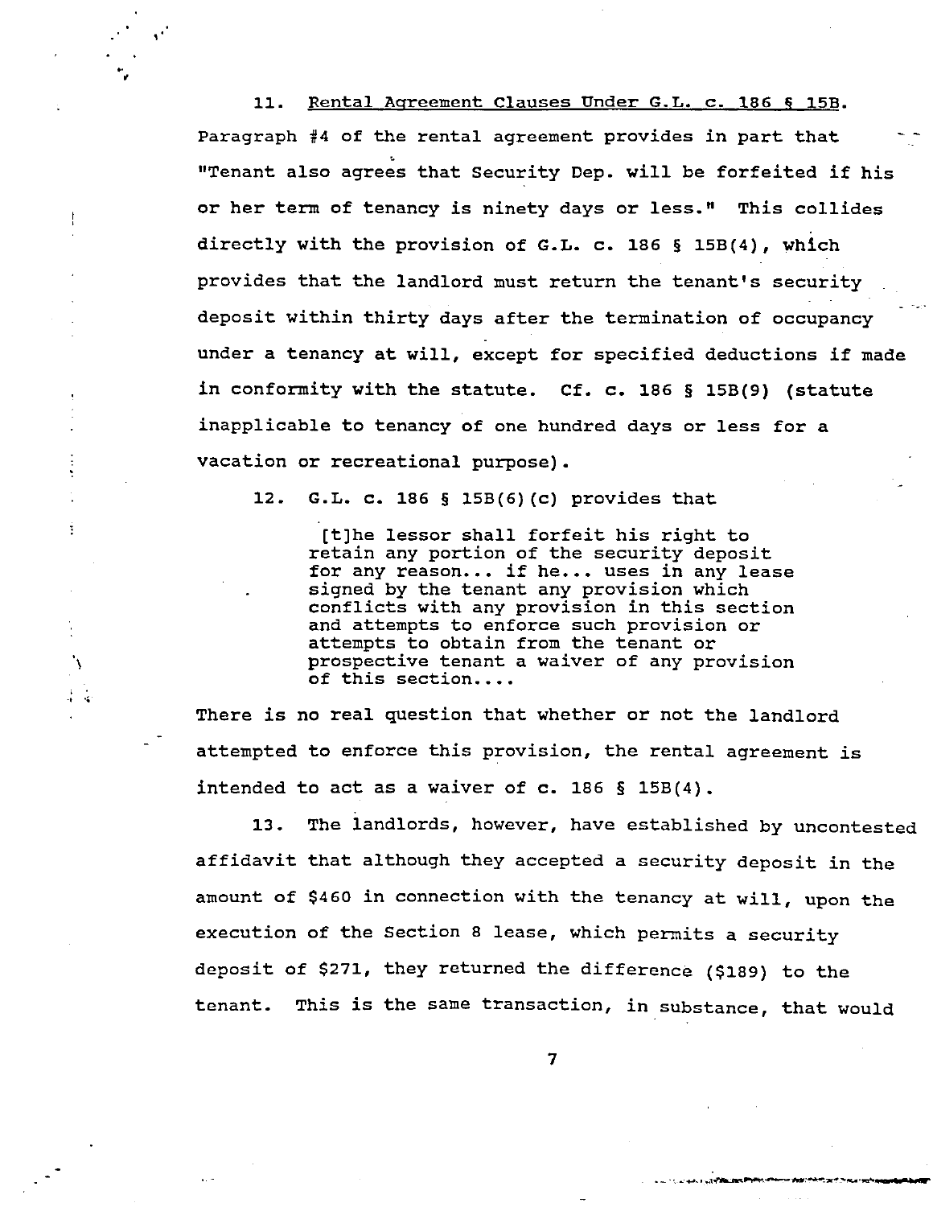11. Rental Agreement Clauses Under G.L. c. 186 § 15B. Paragraph #4 of the rental agreement provides in part that "Tenant also agrees that Security Dep. will be forfeited if his or her term of tenancy is ninety days or less." This collides directly with the provision of G.L. c. 186 § 15B(4), which provides that the landlord must return the tenant's security deposit within thirty days after the termination of occupancy under a tenancy at will, except for specified deductions if made in conformity with the statute. Cf. c. 186 § 15B(9) (statute inapplicable to tenancy of one hundred days or less for a vacation or recreational purpose).

12. G.L. c. 186 § 15B(6)(c) provides that

> [t]he lessor shall forfeit his right to retain any portion of the security deposit for any reason... if he... uses in any lease signed by the tenant any provision which conflicts with any provision in this section and attempts to enforce such provision or attempts to obtain from the tenant or prospective tenant a waiver of any provision of this section....

There is no real question that whether or not the landlord attempted to enforce this provision, the rental agreement is intended to act as a waiver of c. 186 § 15B(4).

13. The landlords, however, have established by uncontested affidavit that although they accepted a security deposit in the amount of $460 in connection with the tenancy at will, upon the execution of the Section 8 lease, which permits a security deposit of $271, they returned the difference ($189) to the tenant. This is the same transaction, in substance, that would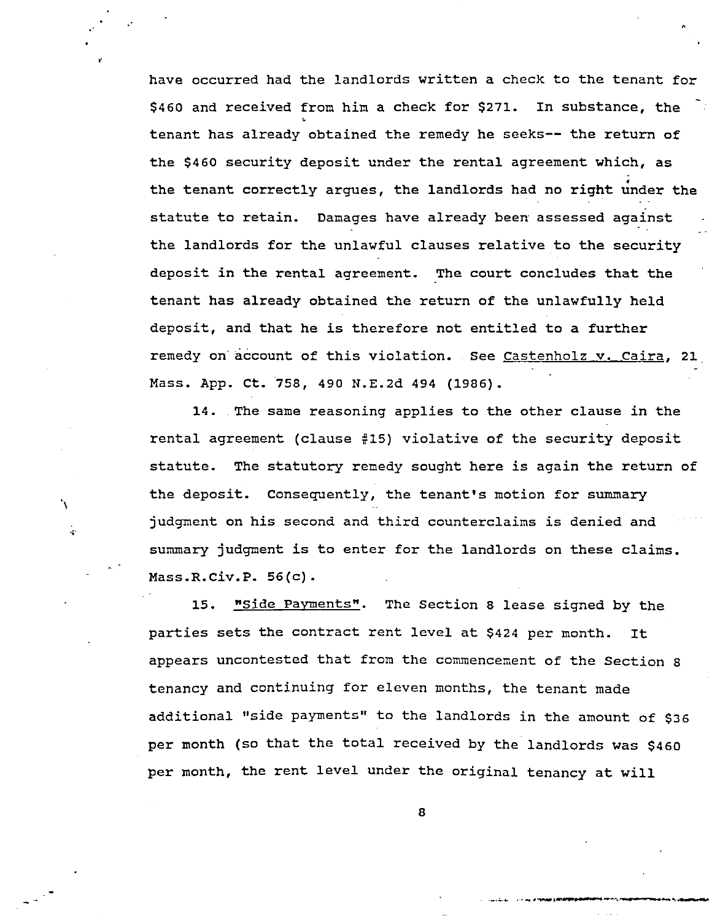have occurred had the landlords written a check to the tenant for $460 and received from him a check for $271. In substance, the tenant has already obtained the remedy he seeks-- the return of the $460 security deposit under the rental agreement which, as the tenant correctly argues, the landlords had no right under the statute to retain. Damages have already been assessed against the landlords for the unlawful clauses relative to the security deposit in the rental agreement. The court concludes that the tenant has already obtained the return of the unlawfully held deposit, and that he is therefore not entitled to a further remedy on account of this violation. See Castenholz v. Caira, 21 Mass. App. Ct. 758, 490 N.E.2d 494 (1986).

14. The same reasoning applies to the other clause in the rental agreement (clause #15) violative of the security deposit statute. The statutory remedy sought here is again the return of the deposit. Consequently, the tenant's motion for summary judgment on his second and third counterclaims is denied and summary judgment is to enter for the landlords on these claims. Mass.R.Civ.P. 56(c).

15. "Side Payments". The Section 8 lease signed by the parties sets the contract rent level at $424 per month. It appears uncontested that from the commencement of the Section 8 tenancy and continuing for eleven months, the tenant made additional "side payments" to the landlords in the amount of $36 per month (so that the total received by the landlords was $460 per month, the rent level under the original tenancy at will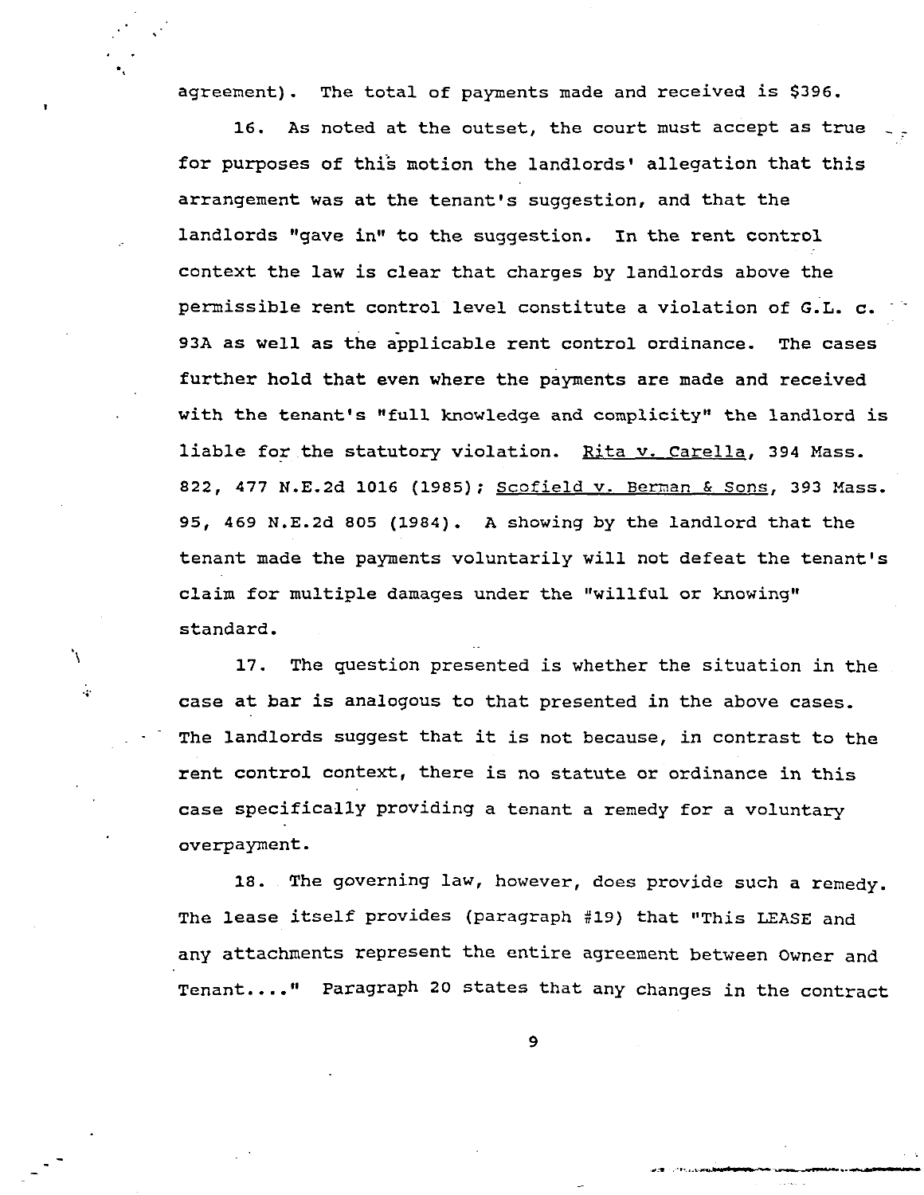agreement). The total of payments made and received is $396.

16. As noted at the outset, the court must accept as true for purposes of this motion the landlords' allegation that this arrangement was at the tenant's suggestion, and that the landlords "gave in" to the suggestion. In the rent control context the law is clear that charges by landlords above the permissible rent control level constitute a violation of G.L. c. 93A as well as the applicable rent control ordinance. The cases further hold that even where the payments are made and received with the tenant's "full knowledge and complicity" the landlord is liable for the statutory violation. Rita v. Carella, 394 Mass. 822, 477 N.E.2d 1016 (1985); Scofield v. Berman & Sons, 393 Mass. 95, 469 N.E.2d 805 (1984). A showing by the landlord that the tenant made the payments voluntarily will not defeat the tenant's claim for multiple damages under the "willful or knowing" standard.

17. The question presented is whether the situation in the case at bar is analogous to that presented in the above cases. The landlords suggest that it is not because, in contrast to the rent control context, there is no statute or ordinance in this case specifically providing a tenant a remedy for a voluntary overpayment.

18. The governing law, however, does provide such a remedy. The lease itself provides (paragraph #19) that "This LEASE and any attachments represent the entire agreement between Owner and Tenant...." Paragraph 20 states that any changes in the contract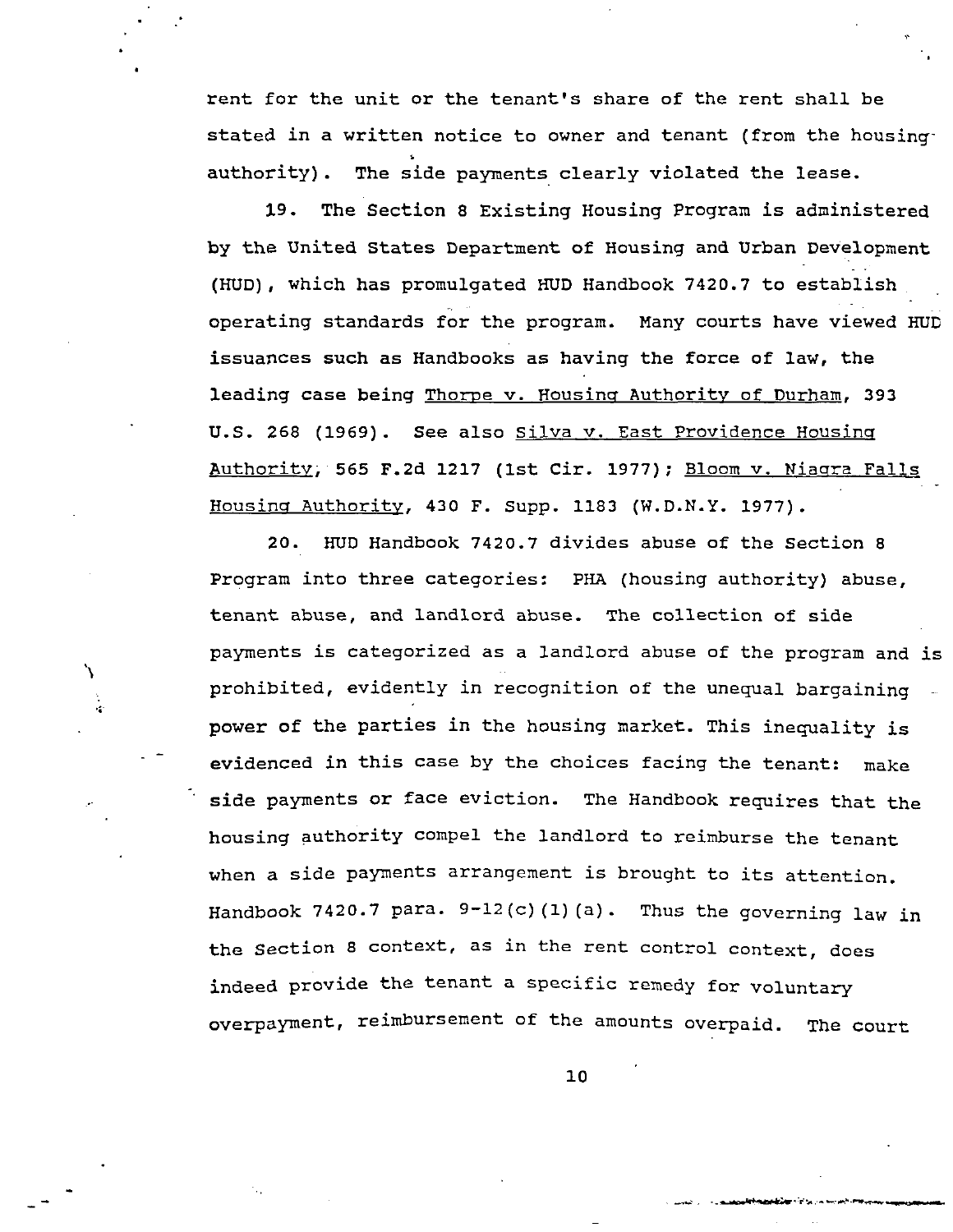rent for the unit or the tenant's share of the rent shall be stated in a written notice to owner and tenant (from the housing authority). The side payments clearly violated the lease.

19. The Section 8 Existing Housing Program is administered by the United States Department of Housing and Urban Development (HUD), which has promulgated HUD Handbook 7420.7 to establish operating standards for the program. Many courts have viewed HUD issuances such as Handbooks as having the force of law, the leading case being Thorpe v. Housing Authority of Durham, 393 U.S. 268 (1969). See also Silva v. East Providence Housing Authority, 565 F.2d 1217 (1st Cir. 1977); Bloom v. Niagra Falls Housing Authority, 430 F. Supp. 1183 (W.D.N.Y. 1977).

20. HUD Handbook 7420.7 divides abuse of the Section 8 Program into three categories: PHA (housing authority) abuse, tenant abuse, and landlord abuse. The collection of side payments is categorized as a landlord abuse of the program and is prohibited, evidently in recognition of the unequal bargaining power of the parties in the housing market. This inequality is evidenced in this case by the choices facing the tenant: make side payments or face eviction. The Handbook requires that the housing authority compel the landlord to reimburse the tenant when a side payments arrangement is brought to its attention. Handbook 7420.7 para. 9-12(c)(1)(a). Thus the governing law in the Section 8 context, as in the rent control context, does indeed provide the tenant a specific remedy for voluntary overpayment, reimbursement of the amounts overpaid. The court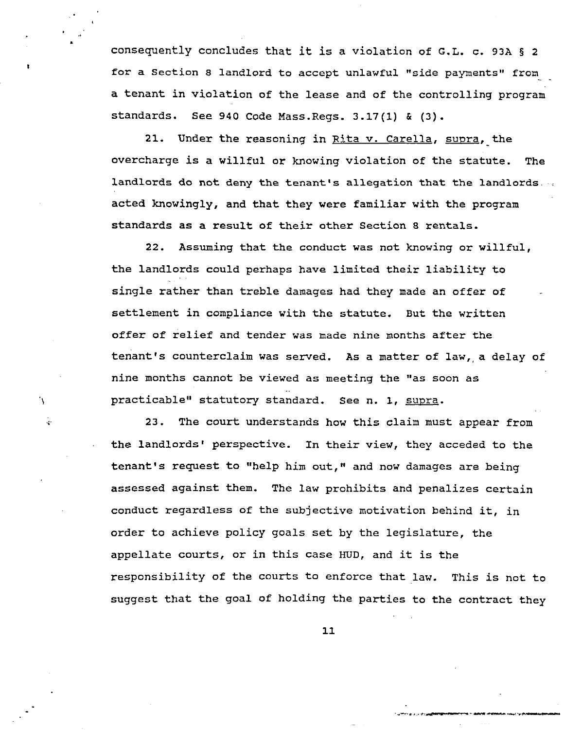consequently concludes that it is a violation of G.L. c. 93A § 2 for a Section 8 landlord to accept unlawful "side payments" from a tenant in violation of the lease and of the controlling program standards. See 940 Code Mass.Regs. 3.17(1) & (3).

21. Under the reasoning in Rita v. Carella, supra, the overcharge is a willful or knowing violation of the statute. The landlords do not deny the tenant's allegation that the landlords acted knowingly, and that they were familiar with the program standards as a result of their other Section 8 rentals.

22. Assuming that the conduct was not knowing or willful, the landlords could perhaps have limited their liability to single rather than treble damages had they made an offer of settlement in compliance with the statute. But the written offer of relief and tender was made nine months after the tenant's counterclaim was served. As a matter of law, a delay of nine months cannot be viewed as meeting the "as soon as practicable" statutory standard. See n. 1, supra.

23. The court understands how this claim must appear from the landlords' perspective. In their view, they acceded to the tenant's request to "help him out," and now damages are being assessed against them. The law prohibits and penalizes certain conduct regardless of the subjective motivation behind it, in order to achieve policy goals set by the legislature, the appellate courts, or in this case HUD, and it is the responsibility of the courts to enforce that law. This is not to suggest that the goal of holding the parties to the contract they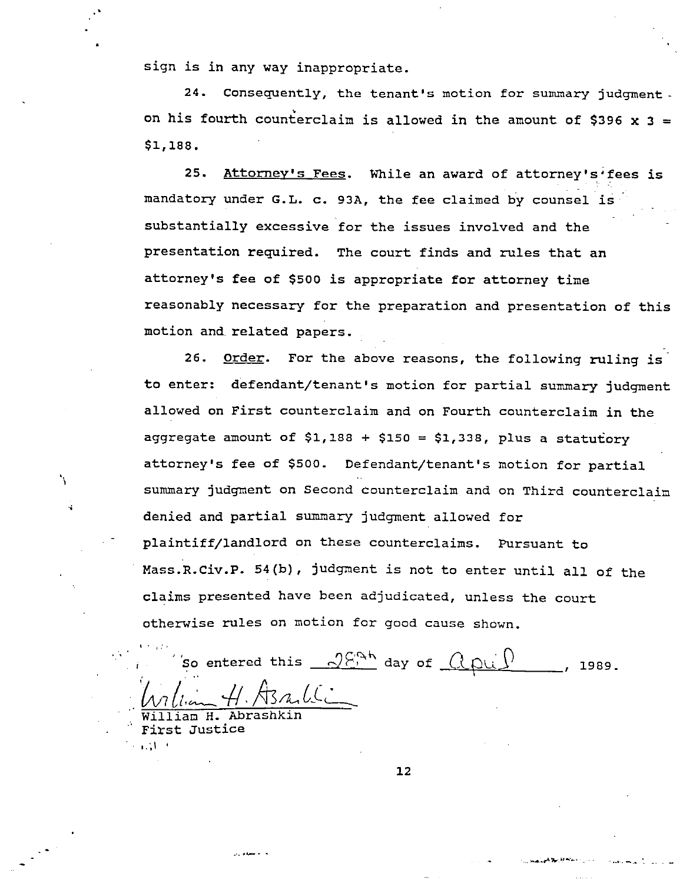sign is in any way inappropriate.

24. Consequently, the tenant's motion for summary judgment on his fourth counterclaim is allowed in the amount of $396 x 3 = $1,188.

25. Attorney's Fees. While an award of attorney's fees is mandatory under G.L. c. 93A, the fee claimed by counsel is substantially excessive for the issues involved and the presentation required. The court finds and rules that an attorney's fee of $500 is appropriate for attorney time reasonably necessary for the preparation and presentation of this motion and related papers.

26. Order. For the above reasons, the following ruling is to enter: defendant/tenant's motion for partial summary judgment allowed on First counterclaim and on Fourth counterclaim in the aggregate amount of $1,188 + $150 = $1,338, plus a statutory attorney's fee of $500. Defendant/tenant's motion for partial summary judgment on Second counterclaim and on Third counterclaim denied and partial summary judgment allowed for plaintiff/landlord on these counterclaims. Pursuant to Mass.R.Civ.P. 54(b), judgment is not to enter until all of the claims presented have been adjudicated, unless the court otherwise rules on motion for good cause shown.

So entered this 28th day of April, 1989.

William H. Abrashkin
First Justice